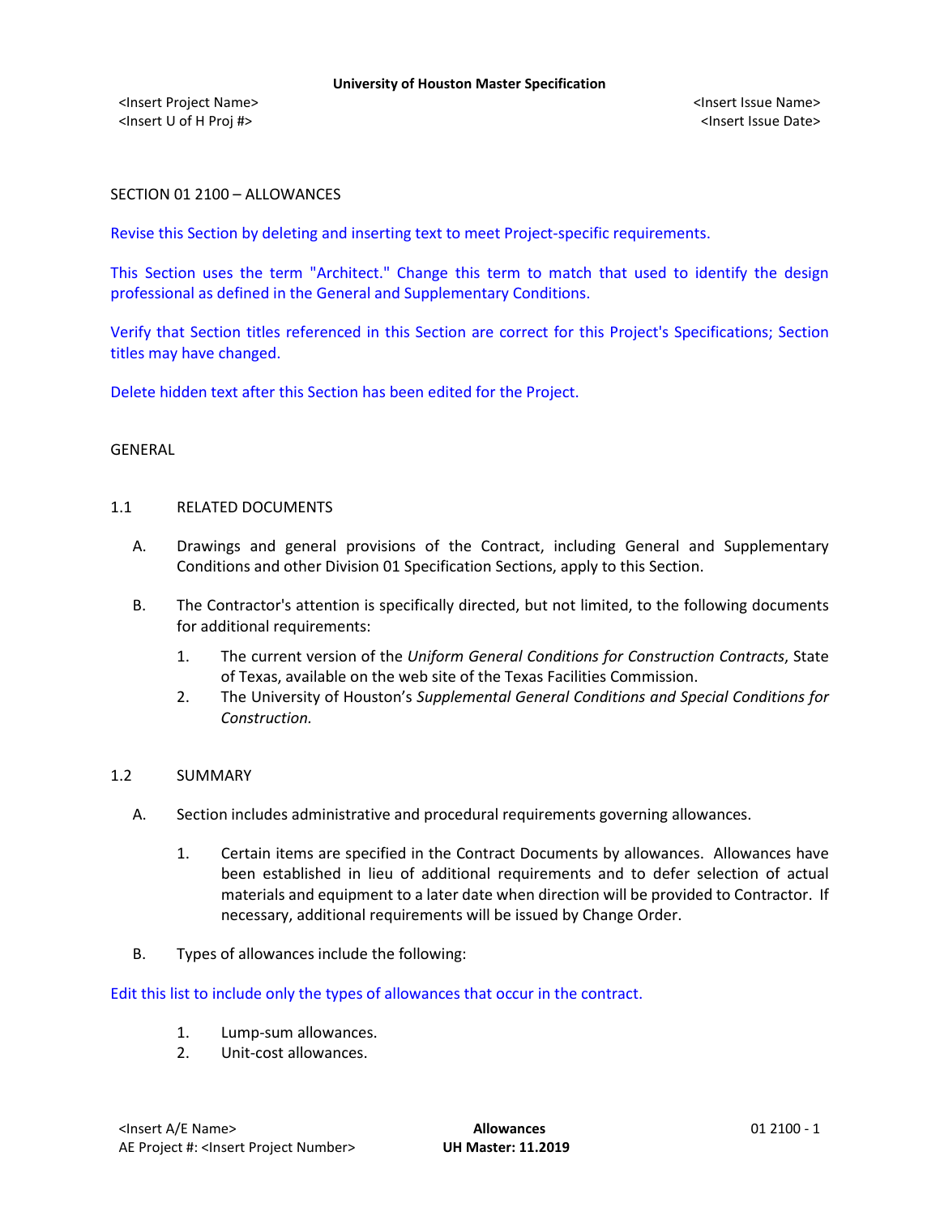**University of Houston Master Specification**

<Insert Project Name>
<Insert U of H Proj #>

<Insert Issue Name>
<Insert Issue Date>

# SECTION 01 2100 – ALLOWANCES

Revise this Section by deleting and inserting text to meet Project-specific requirements.

This Section uses the term "Architect." Change this term to match that used to identify the design professional as defined in the General and Supplementary Conditions.

Verify that Section titles referenced in this Section are correct for this Project's Specifications; Section titles may have changed.

Delete hidden text after this Section has been edited for the Project.

## GENERAL

### 1.1 RELATED DOCUMENTS

A. Drawings and general provisions of the Contract, including General and Supplementary Conditions and other Division 01 Specification Sections, apply to this Section.

B. The Contractor's attention is specifically directed, but not limited, to the following documents for additional requirements:

1. The current version of the *Uniform General Conditions for Construction Contracts*, State of Texas, available on the web site of the Texas Facilities Commission.
2. The University of Houston's *Supplemental General Conditions and Special Conditions for Construction.*

### 1.2 SUMMARY

A. Section includes administrative and procedural requirements governing allowances.

1. Certain items are specified in the Contract Documents by allowances. Allowances have been established in lieu of additional requirements and to defer selection of actual materials and equipment to a later date when direction will be provided to Contractor. If necessary, additional requirements will be issued by Change Order.

B. Types of allowances include the following:

Edit this list to include only the types of allowances that occur in the contract.

1. Lump-sum allowances.
2. Unit-cost allowances.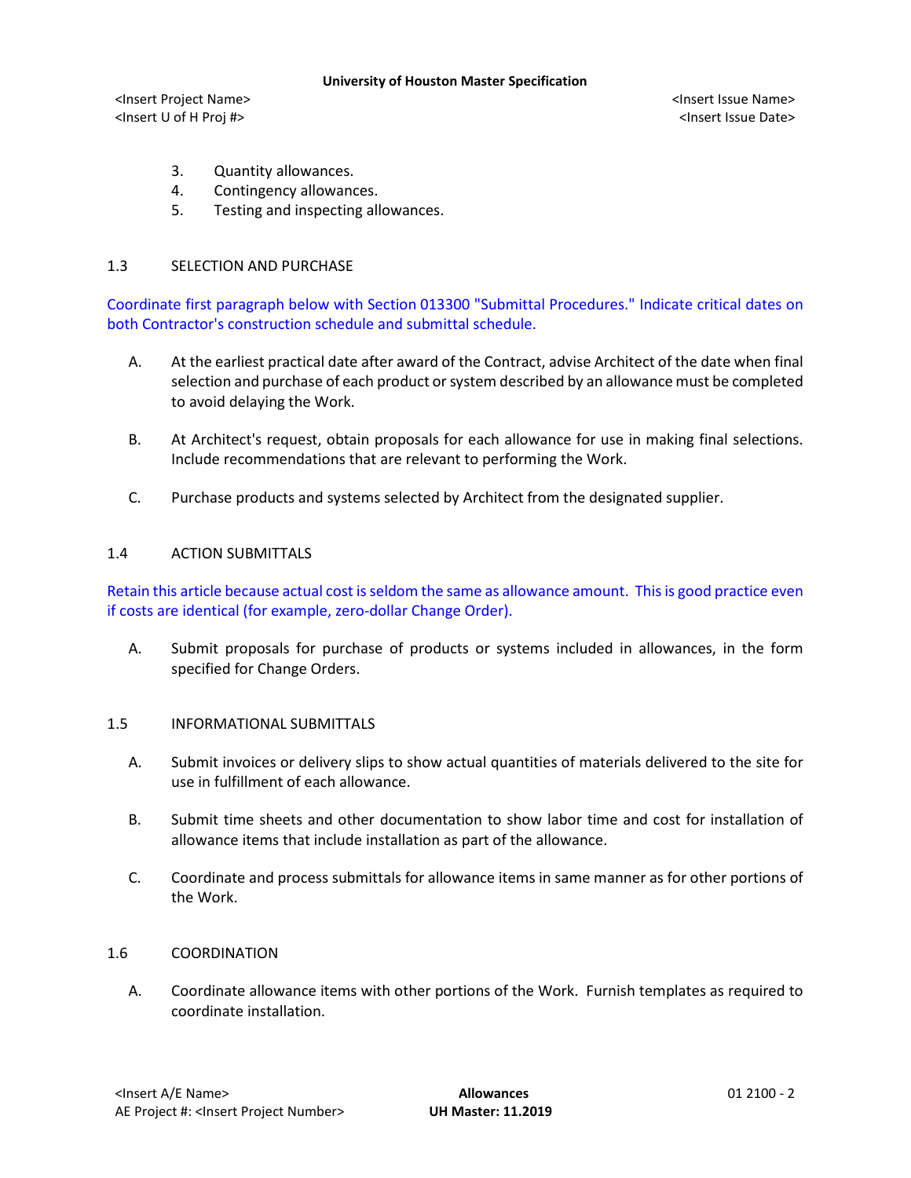3. Quantity allowances.
4. Contingency allowances.
5. Testing and inspecting allowances.

## 1.3 SELECTION AND PURCHASE

Coordinate first paragraph below with Section 013300 "Submittal Procedures." Indicate critical dates on both Contractor's construction schedule and submittal schedule.

A. At the earliest practical date after award of the Contract, advise Architect of the date when final selection and purchase of each product or system described by an allowance must be completed to avoid delaying the Work.

B. At Architect's request, obtain proposals for each allowance for use in making final selections. Include recommendations that are relevant to performing the Work.

C. Purchase products and systems selected by Architect from the designated supplier.

## 1.4 ACTION SUBMITTALS

Retain this article because actual cost is seldom the same as allowance amount. This is good practice even if costs are identical (for example, zero-dollar Change Order).

A. Submit proposals for purchase of products or systems included in allowances, in the form specified for Change Orders.

## 1.5 INFORMATIONAL SUBMITTALS

A. Submit invoices or delivery slips to show actual quantities of materials delivered to the site for use in fulfillment of each allowance.

B. Submit time sheets and other documentation to show labor time and cost for installation of allowance items that include installation as part of the allowance.

C. Coordinate and process submittals for allowance items in same manner as for other portions of the Work.

## 1.6 COORDINATION

A. Coordinate allowance items with other portions of the Work. Furnish templates as required to coordinate installation.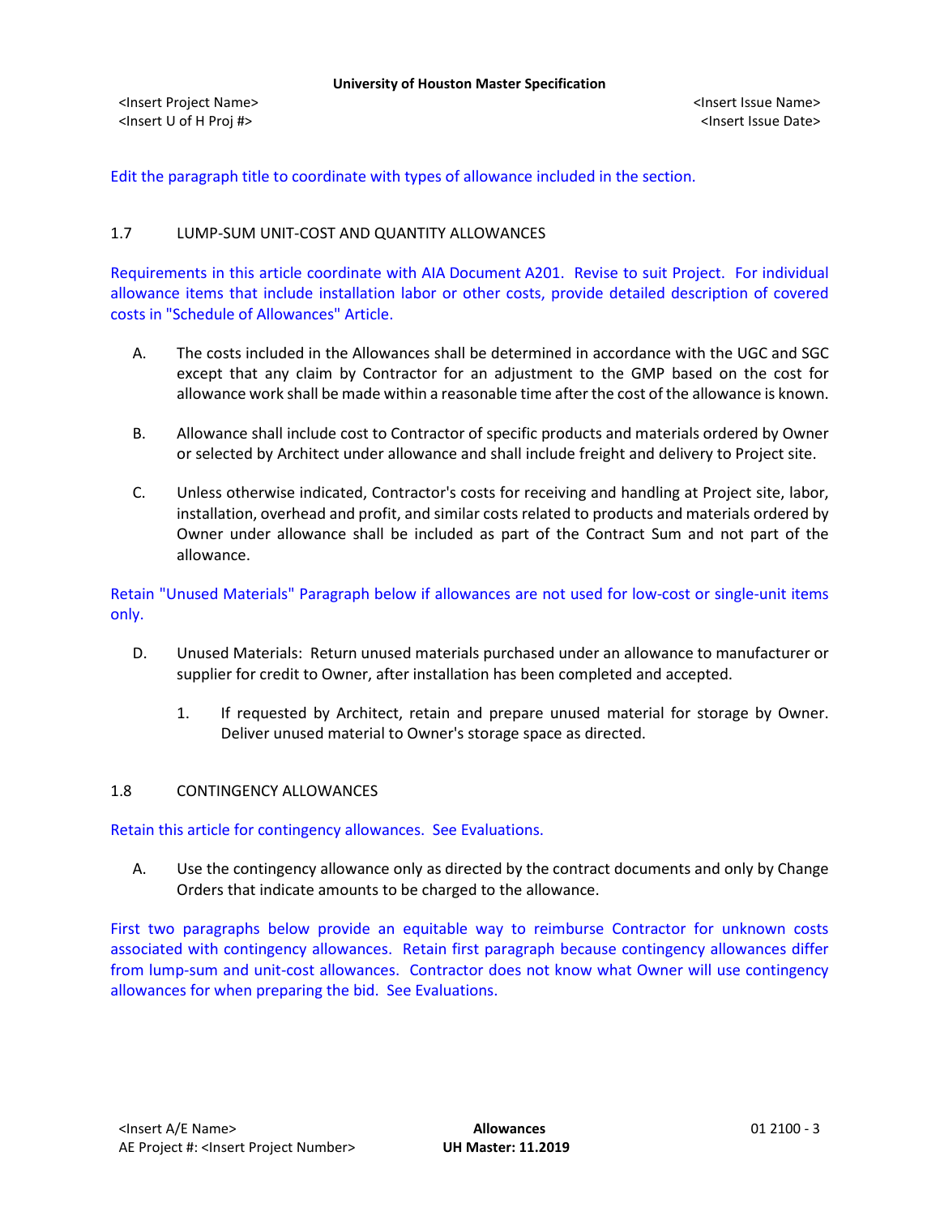Edit the paragraph title to coordinate with types of allowance included in the section.

## 1.7 LUMP-SUM UNIT-COST AND QUANTITY ALLOWANCES

Requirements in this article coordinate with AIA Document A201. Revise to suit Project. For individual allowance items that include installation labor or other costs, provide detailed description of covered costs in "Schedule of Allowances" Article.

A. The costs included in the Allowances shall be determined in accordance with the UGC and SGC except that any claim by Contractor for an adjustment to the GMP based on the cost for allowance work shall be made within a reasonable time after the cost of the allowance is known.

B. Allowance shall include cost to Contractor of specific products and materials ordered by Owner or selected by Architect under allowance and shall include freight and delivery to Project site.

C. Unless otherwise indicated, Contractor's costs for receiving and handling at Project site, labor, installation, overhead and profit, and similar costs related to products and materials ordered by Owner under allowance shall be included as part of the Contract Sum and not part of the allowance.

Retain "Unused Materials" Paragraph below if allowances are not used for low-cost or single-unit items only.

D. Unused Materials: Return unused materials purchased under an allowance to manufacturer or supplier for credit to Owner, after installation has been completed and accepted.

   1. If requested by Architect, retain and prepare unused material for storage by Owner. Deliver unused material to Owner's storage space as directed.

## 1.8 CONTINGENCY ALLOWANCES

Retain this article for contingency allowances. See Evaluations.

A. Use the contingency allowance only as directed by the contract documents and only by Change Orders that indicate amounts to be charged to the allowance.

First two paragraphs below provide an equitable way to reimburse Contractor for unknown costs associated with contingency allowances. Retain first paragraph because contingency allowances differ from lump-sum and unit-cost allowances. Contractor does not know what Owner will use contingency allowances for when preparing the bid. See Evaluations.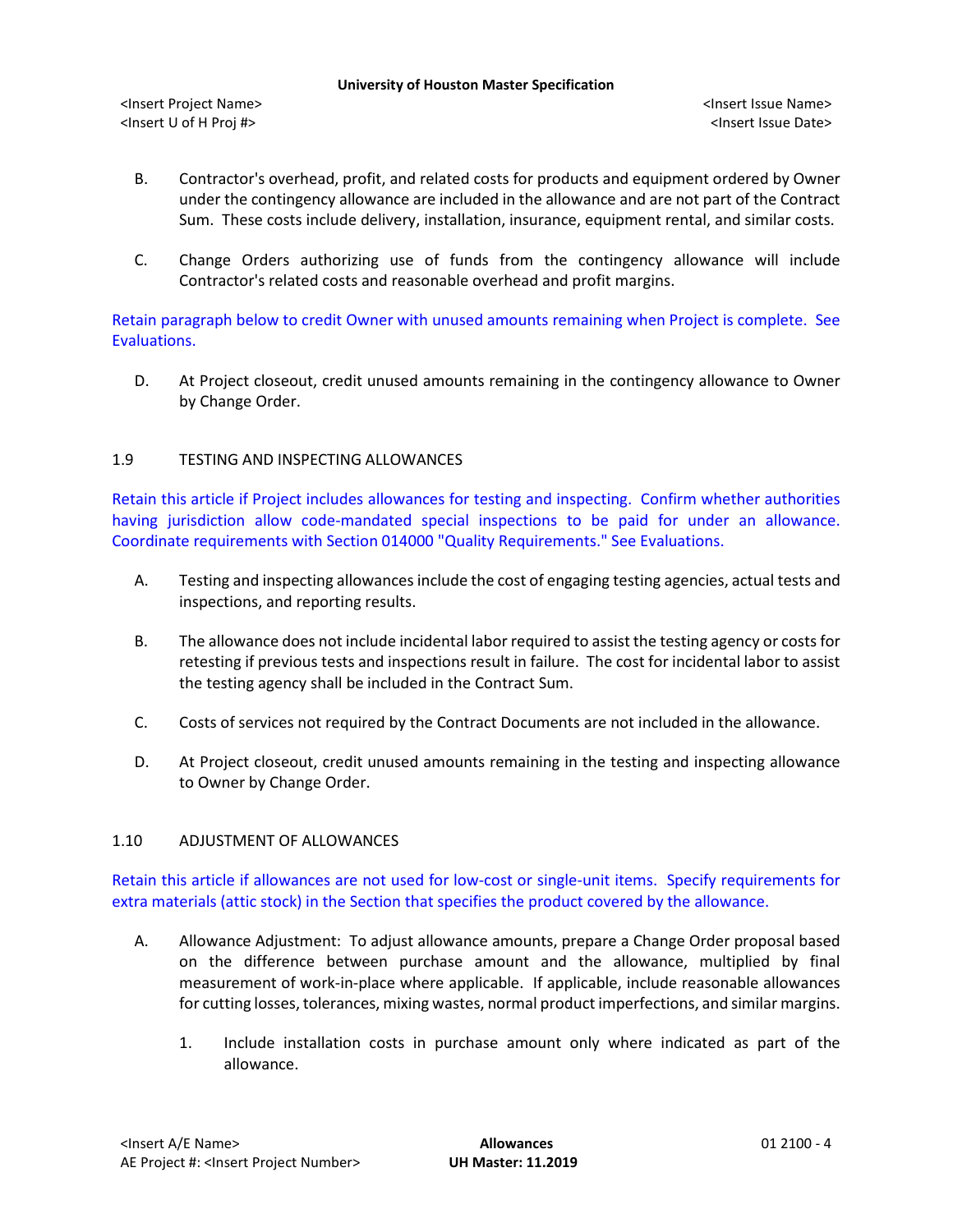B. Contractor's overhead, profit, and related costs for products and equipment ordered by Owner under the contingency allowance are included in the allowance and are not part of the Contract Sum. These costs include delivery, installation, insurance, equipment rental, and similar costs.

C. Change Orders authorizing use of funds from the contingency allowance will include Contractor's related costs and reasonable overhead and profit margins.

Retain paragraph below to credit Owner with unused amounts remaining when Project is complete. See Evaluations.

D. At Project closeout, credit unused amounts remaining in the contingency allowance to Owner by Change Order.

## 1.9 TESTING AND INSPECTING ALLOWANCES

Retain this article if Project includes allowances for testing and inspecting. Confirm whether authorities having jurisdiction allow code-mandated special inspections to be paid for under an allowance. Coordinate requirements with Section 014000 "Quality Requirements." See Evaluations.

A. Testing and inspecting allowances include the cost of engaging testing agencies, actual tests and inspections, and reporting results.

B. The allowance does not include incidental labor required to assist the testing agency or costs for retesting if previous tests and inspections result in failure. The cost for incidental labor to assist the testing agency shall be included in the Contract Sum.

C. Costs of services not required by the Contract Documents are not included in the allowance.

D. At Project closeout, credit unused amounts remaining in the testing and inspecting allowance to Owner by Change Order.

## 1.10 ADJUSTMENT OF ALLOWANCES

Retain this article if allowances are not used for low-cost or single-unit items. Specify requirements for extra materials (attic stock) in the Section that specifies the product covered by the allowance.

A. Allowance Adjustment: To adjust allowance amounts, prepare a Change Order proposal based on the difference between purchase amount and the allowance, multiplied by final measurement of work-in-place where applicable. If applicable, include reasonable allowances for cutting losses, tolerances, mixing wastes, normal product imperfections, and similar margins.

1. Include installation costs in purchase amount only where indicated as part of the allowance.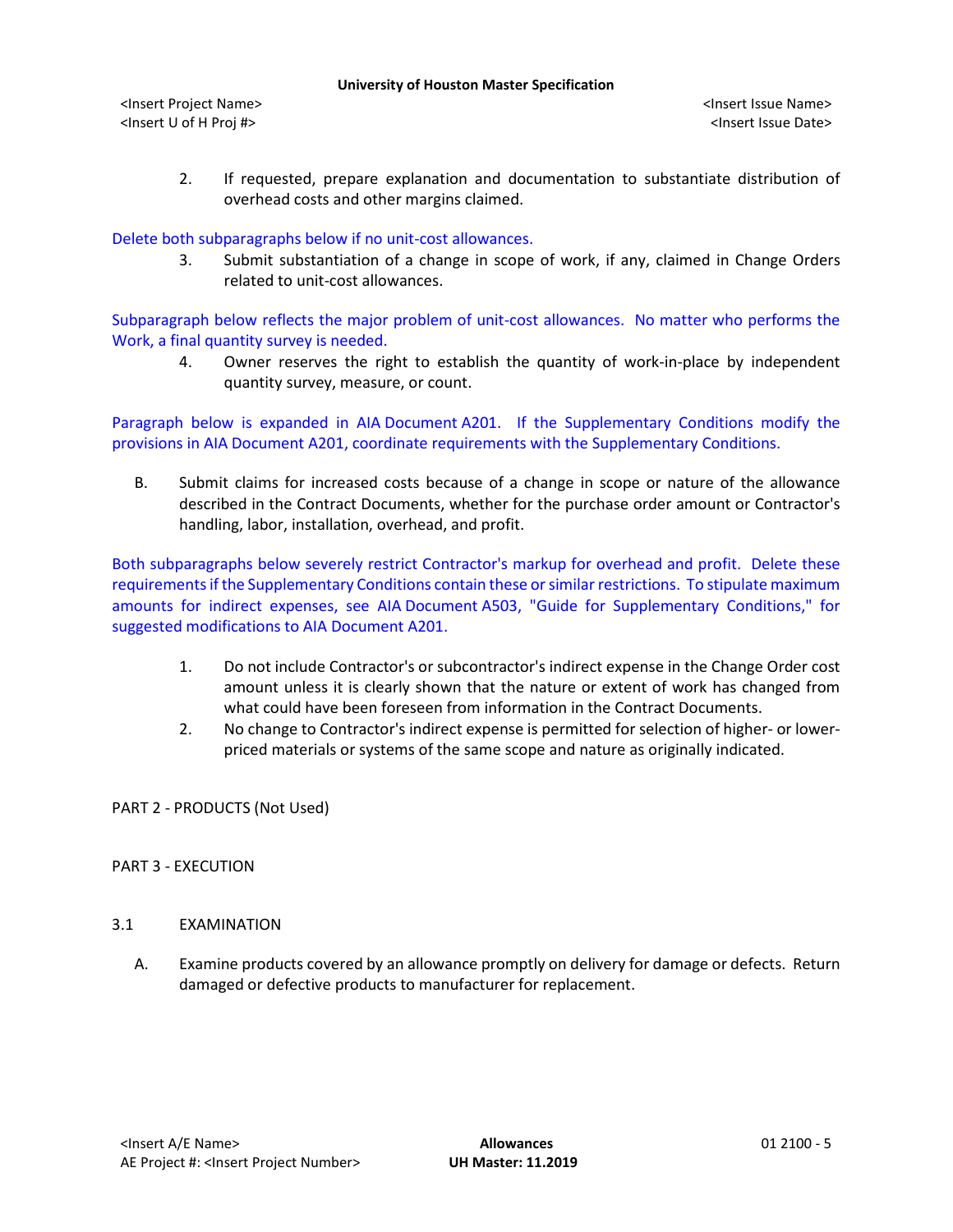2. If requested, prepare explanation and documentation to substantiate distribution of overhead costs and other margins claimed.

Delete both subparagraphs below if no unit-cost allowances.

3. Submit substantiation of a change in scope of work, if any, claimed in Change Orders related to unit-cost allowances.

Subparagraph below reflects the major problem of unit-cost allowances. No matter who performs the Work, a final quantity survey is needed.

4. Owner reserves the right to establish the quantity of work-in-place by independent quantity survey, measure, or count.

Paragraph below is expanded in AIA Document A201. If the Supplementary Conditions modify the provisions in AIA Document A201, coordinate requirements with the Supplementary Conditions.

B. Submit claims for increased costs because of a change in scope or nature of the allowance described in the Contract Documents, whether for the purchase order amount or Contractor's handling, labor, installation, overhead, and profit.

Both subparagraphs below severely restrict Contractor's markup for overhead and profit. Delete these requirements if the Supplementary Conditions contain these or similar restrictions. To stipulate maximum amounts for indirect expenses, see AIA Document A503, "Guide for Supplementary Conditions," for suggested modifications to AIA Document A201.

1. Do not include Contractor's or subcontractor's indirect expense in the Change Order cost amount unless it is clearly shown that the nature or extent of work has changed from what could have been foreseen from information in the Contract Documents.
2. No change to Contractor's indirect expense is permitted for selection of higher- or lower-priced materials or systems of the same scope and nature as originally indicated.

## PART 2 - PRODUCTS (Not Used)

## PART 3 - EXECUTION

### 3.1 EXAMINATION

A. Examine products covered by an allowance promptly on delivery for damage or defects. Return damaged or defective products to manufacturer for replacement.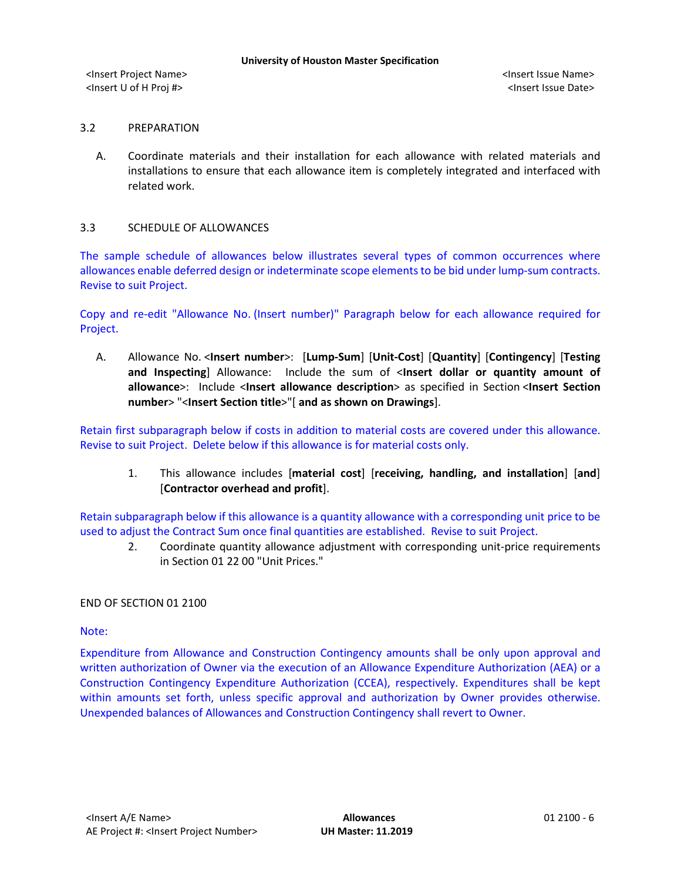### 3.2 PREPARATION

A. Coordinate materials and their installation for each allowance with related materials and installations to ensure that each allowance item is completely integrated and interfaced with related work.

### 3.3 SCHEDULE OF ALLOWANCES

The sample schedule of allowances below illustrates several types of common occurrences where allowances enable deferred design or indeterminate scope elements to be bid under lump-sum contracts. Revise to suit Project.

Copy and re-edit "Allowance No. (Insert number)" Paragraph below for each allowance required for Project.

A. Allowance No. <**Insert number**>: [**Lump-Sum**] [**Unit-Cost**] [**Quantity**] [**Contingency**] [**Testing and Inspecting**] Allowance: Include the sum of <**Insert dollar or quantity amount of allowance**>: Include <**Insert allowance description**> as specified in Section <**Insert Section number**> "<**Insert Section title**>"[ **and as shown on Drawings**].

Retain first subparagraph below if costs in addition to material costs are covered under this allowance. Revise to suit Project. Delete below if this allowance is for material costs only.

1. This allowance includes [**material cost**] [**receiving, handling, and installation**] [**and**] [**Contractor overhead and profit**].

Retain subparagraph below if this allowance is a quantity allowance with a corresponding unit price to be used to adjust the Contract Sum once final quantities are established. Revise to suit Project.

2. Coordinate quantity allowance adjustment with corresponding unit-price requirements in Section 01 22 00 "Unit Prices."

END OF SECTION 01 2100

Note:

Expenditure from Allowance and Construction Contingency amounts shall be only upon approval and written authorization of Owner via the execution of an Allowance Expenditure Authorization (AEA) or a Construction Contingency Expenditure Authorization (CCEA), respectively. Expenditures shall be kept within amounts set forth, unless specific approval and authorization by Owner provides otherwise. Unexpended balances of Allowances and Construction Contingency shall revert to Owner.